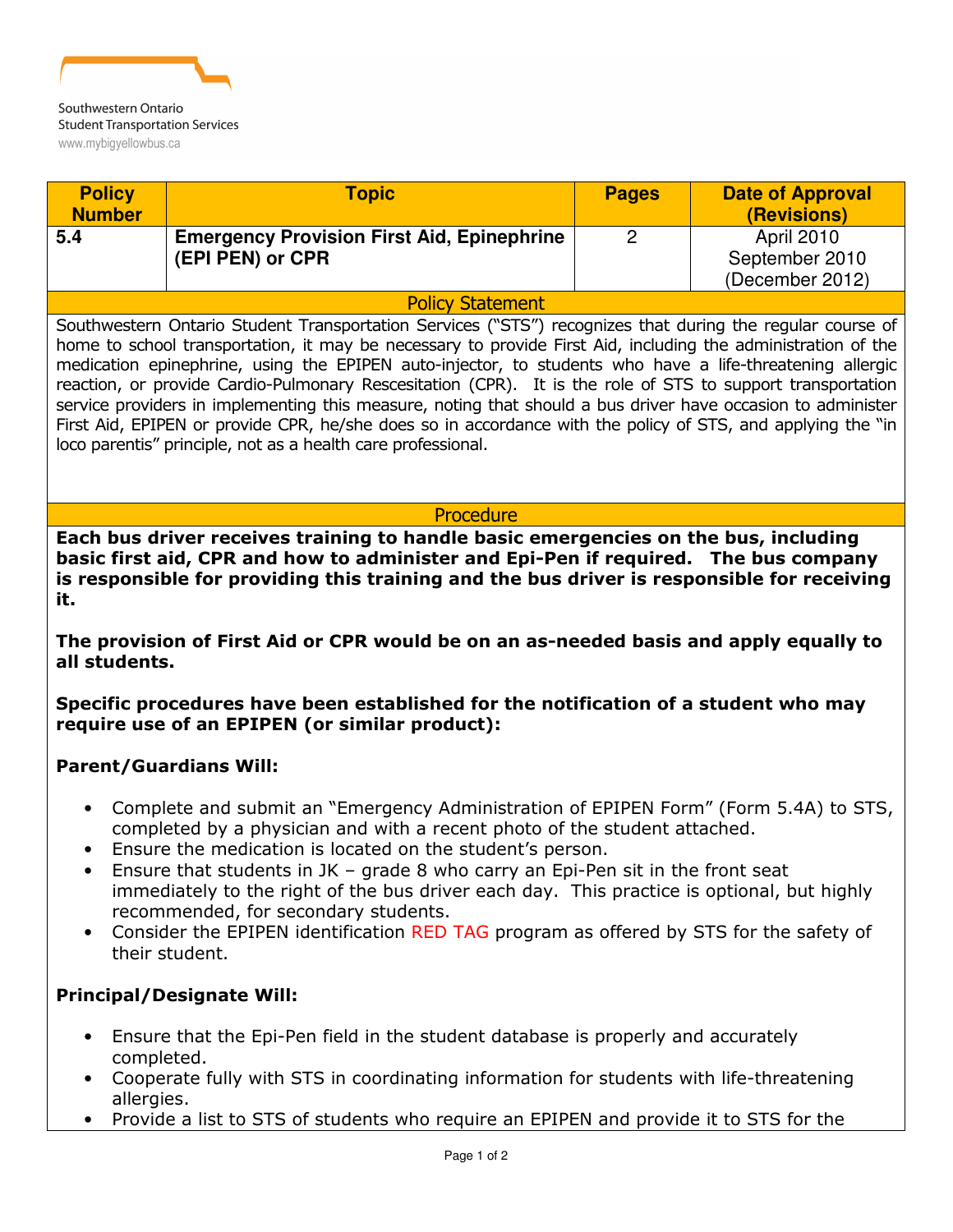Southwestern Ontario
Student Transportation Services
www.mybigyellowbus.ca

| Policy Number | Topic | Pages | Date of Approval (Revisions) |
| --- | --- | --- | --- |
| **5.4** | **Emergency Provision First Aid, Epinephrine (EPI PEN) or CPR** | 2 | April 2010<br>September 2010<br>(December 2012) |

## Policy Statement

Southwestern Ontario Student Transportation Services ("STS") recognizes that during the regular course of home to school transportation, it may be necessary to provide First Aid, including the administration of the medication epinephrine, using the EPIPEN auto-injector, to students who have a life-threatening allergic reaction, or provide Cardio-Pulmonary Rescesitation (CPR). It is the role of STS to support transportation service providers in implementing this measure, noting that should a bus driver have occasion to administer First Aid, EPIPEN or provide CPR, he/she does so in accordance with the policy of STS, and applying the "in loco parentis" principle, not as a health care professional.

## Procedure

**Each bus driver receives training to handle basic emergencies on the bus, including basic first aid, CPR and how to administer and Epi-Pen if required. The bus company is responsible for providing this training and the bus driver is responsible for receiving it.**

**The provision of First Aid or CPR would be on an as-needed basis and apply equally to all students.**

**Specific procedures have been established for the notification of a student who may require use of an EPIPEN (or similar product):**

**Parent/Guardians Will:**

- Complete and submit an "Emergency Administration of EPIPEN Form" (Form 5.4A) to STS, completed by a physician and with a recent photo of the student attached.
- Ensure the medication is located on the student's person.
- Ensure that students in JK – grade 8 who carry an Epi-Pen sit in the front seat immediately to the right of the bus driver each day. This practice is optional, but highly recommended, for secondary students.
- Consider the EPIPEN identification RED TAG program as offered by STS for the safety of their student.

**Principal/Designate Will:**

- Ensure that the Epi-Pen field in the student database is properly and accurately completed.
- Cooperate fully with STS in coordinating information for students with life-threatening allergies.
- Provide a list to STS of students who require an EPIPEN and provide it to STS for the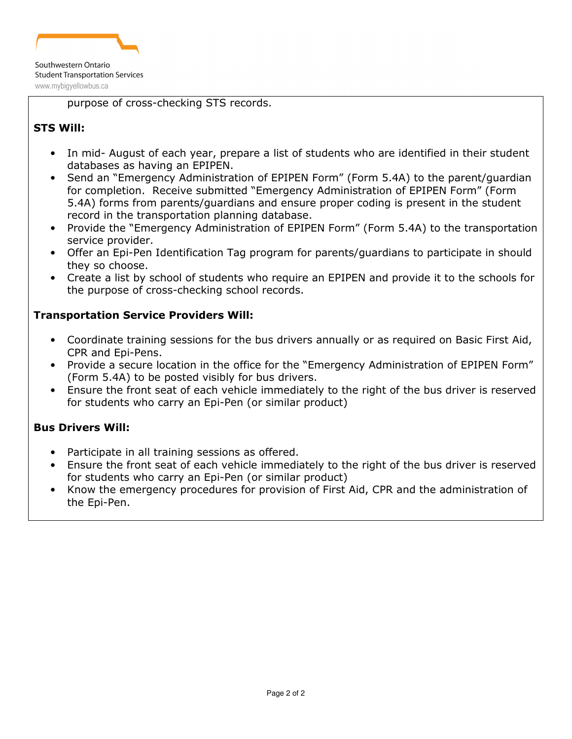purpose of cross-checking STS records.

**STS Will:**

- In mid- August of each year, prepare a list of students who are identified in their student databases as having an EPIPEN.
- Send an "Emergency Administration of EPIPEN Form" (Form 5.4A) to the parent/guardian for completion. Receive submitted "Emergency Administration of EPIPEN Form" (Form 5.4A) forms from parents/guardians and ensure proper coding is present in the student record in the transportation planning database.
- Provide the "Emergency Administration of EPIPEN Form" (Form 5.4A) to the transportation service provider.
- Offer an Epi-Pen Identification Tag program for parents/guardians to participate in should they so choose.
- Create a list by school of students who require an EPIPEN and provide it to the schools for the purpose of cross-checking school records.

**Transportation Service Providers Will:**

- Coordinate training sessions for the bus drivers annually or as required on Basic First Aid, CPR and Epi-Pens.
- Provide a secure location in the office for the "Emergency Administration of EPIPEN Form" (Form 5.4A) to be posted visibly for bus drivers.
- Ensure the front seat of each vehicle immediately to the right of the bus driver is reserved for students who carry an Epi-Pen (or similar product)

**Bus Drivers Will:**

- Participate in all training sessions as offered.
- Ensure the front seat of each vehicle immediately to the right of the bus driver is reserved for students who carry an Epi-Pen (or similar product)
- Know the emergency procedures for provision of First Aid, CPR and the administration of the Epi-Pen.